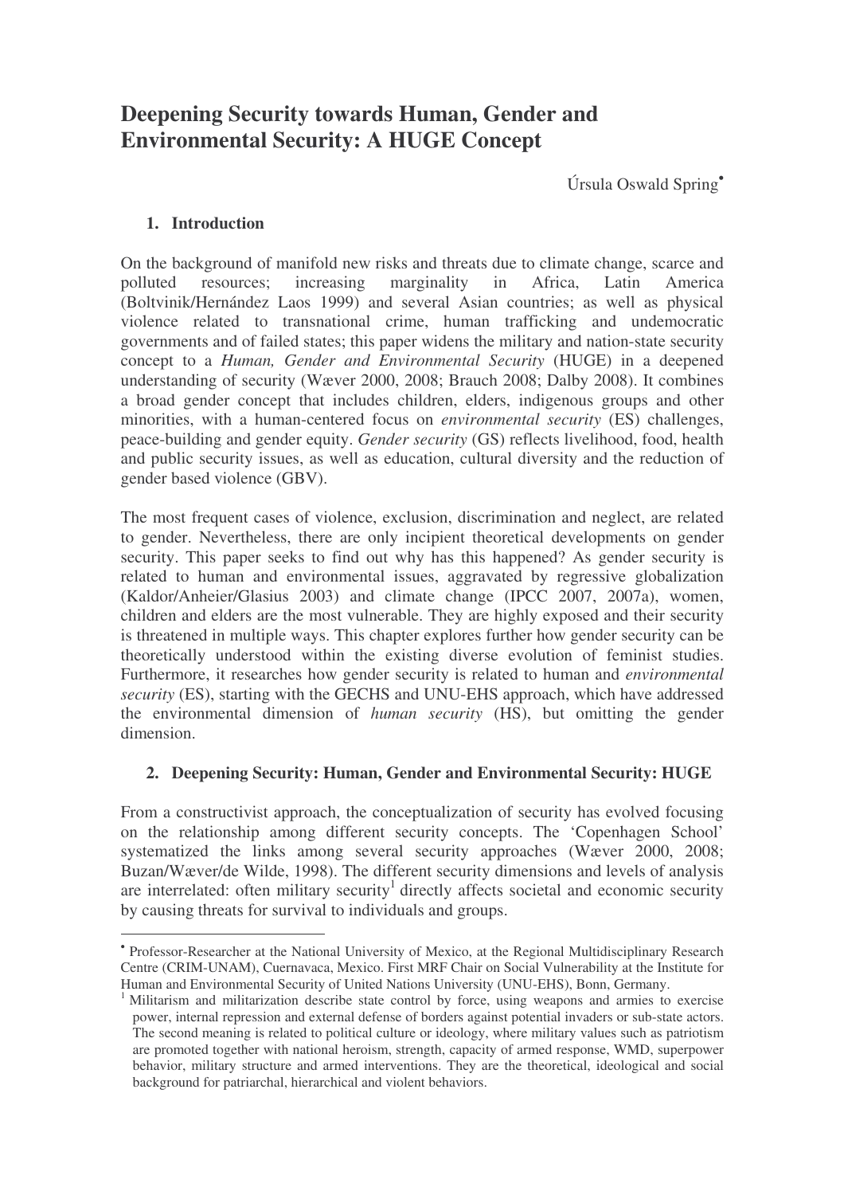# Deepening Security towards Human, Gender and Environmental Security: A HUGE Concept

Úrsula Oswald Spring[•]

## 1. Introduction

On the background of manifold new risks and threats due to climate change, scarce and polluted resources; increasing marginality in Africa, Latin America (Boltvinik/Hernández Laos 1999) and several Asian countries; as well as physical violence related to transnational crime, human trafficking and undemocratic governments and of failed states; this paper widens the military and nation-state security concept to a *Human, Gender and Environmental Security* (HUGE) in a deepened understanding of security (Wæver 2000, 2008; Brauch 2008; Dalby 2008). It combines a broad gender concept that includes children, elders, indigenous groups and other minorities, with a human-centered focus on *environmental security* (ES) challenges, peace-building and gender equity. *Gender security* (GS) reflects livelihood, food, health and public security issues, as well as education, cultural diversity and the reduction of gender based violence (GBV).

The most frequent cases of violence, exclusion, discrimination and neglect, are related to gender. Nevertheless, there are only incipient theoretical developments on gender security. This paper seeks to find out why has this happened? As gender security is related to human and environmental issues, aggravated by regressive globalization (Kaldor/Anheier/Glasius 2003) and climate change (IPCC 2007, 2007a), women, children and elders are the most vulnerable. They are highly exposed and their security is threatened in multiple ways. This chapter explores further how gender security can be theoretically understood within the existing diverse evolution of feminist studies. Furthermore, it researches how gender security is related to human and *environmental security* (ES), starting with the GECHS and UNU-EHS approach, which have addressed the environmental dimension of *human security* (HS), but omitting the gender dimension.

## 2. Deepening Security: Human, Gender and Environmental Security: HUGE

From a constructivist approach, the conceptualization of security has evolved focusing on the relationship among different security concepts. The 'Copenhagen School' systematized the links among several security approaches (Wæver 2000, 2008; Buzan/Wæver/de Wilde, 1998). The different security dimensions and levels of analysis are interrelated: often military security[1] directly affects societal and economic security by causing threats for survival to individuals and groups.

---

[•] Professor-Researcher at the National University of Mexico, at the Regional Multidisciplinary Research Centre (CRIM-UNAM), Cuernavaca, Mexico. First MRF Chair on Social Vulnerability at the Institute for Human and Environmental Security of United Nations University (UNU-EHS), Bonn, Germany.

[1] Militarism and militarization describe state control by force, using weapons and armies to exercise power, internal repression and external defense of borders against potential invaders or sub-state actors. The second meaning is related to political culture or ideology, where military values such as patriotism are promoted together with national heroism, strength, capacity of armed response, WMD, superpower behavior, military structure and armed interventions. They are the theoretical, ideological and social background for patriarchal, hierarchical and violent behaviors.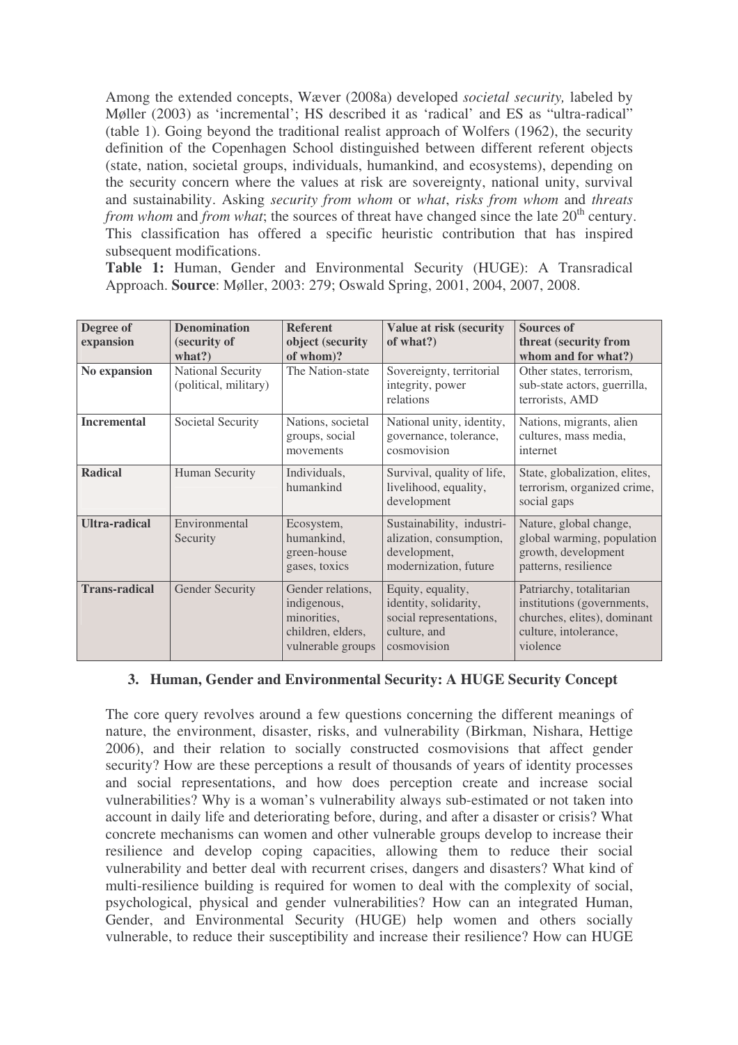Among the extended concepts, Wæver (2008a) developed *societal security,* labeled by Møller (2003) as 'incremental'; HS described it as 'radical' and ES as "ultra-radical" (table 1). Going beyond the traditional realist approach of Wolfers (1962), the security definition of the Copenhagen School distinguished between different referent objects (state, nation, societal groups, individuals, humankind, and ecosystems), depending on the security concern where the values at risk are sovereignty, national unity, survival and sustainability. Asking *security from whom* or *what*, *risks from whom* and *threats from whom* and *from what*; the sources of threat have changed since the late 20th century. This classification has offered a specific heuristic contribution that has inspired subsequent modifications.

**Table 1:** Human, Gender and Environmental Security (HUGE): A Transradical Approach. **Source**: Møller, 2003: 279; Oswald Spring, 2001, 2004, 2007, 2008.

| Degree of expansion | Denomination (security of what?) | Referent object (security of whom)? | Value at risk (security of what?) | Sources of threat (security from whom and for what?) |
|---|---|---|---|---|
| **No expansion** | National Security (political, military) | The Nation-state | Sovereignty, territorial integrity, power relations | Other states, terrorism, sub-state actors, guerrilla, terrorists, AMD |
| **Incremental** | Societal Security | Nations, societal groups, social movements | National unity, identity, governance, tolerance, cosmovision | Nations, migrants, alien cultures, mass media, internet |
| **Radical** | Human Security | Individuals, humankind | Survival, quality of life, livelihood, equality, development | State, globalization, elites, terrorism, organized crime, social gaps |
| **Ultra-radical** | Environmental Security | Ecosystem, humankind, green-house gases, toxics | Sustainability, industrialization, consumption, development, modernization, future | Nature, global change, global warming, population growth, development patterns, resilience |
| **Trans-radical** | Gender Security | Gender relations, indigenous, minorities, children, elders, vulnerable groups | Equity, equality, identity, solidarity, social representations, culture, and cosmovision | Patriarchy, totalitarian institutions (governments, churches, elites), dominant culture, intolerance, violence |

## 3. Human, Gender and Environmental Security: A HUGE Security Concept

The core query revolves around a few questions concerning the different meanings of nature, the environment, disaster, risks, and vulnerability (Birkman, Nishara, Hettige 2006), and their relation to socially constructed cosmovisions that affect gender security? How are these perceptions a result of thousands of years of identity processes and social representations, and how does perception create and increase social vulnerabilities? Why is a woman's vulnerability always sub-estimated or not taken into account in daily life and deteriorating before, during, and after a disaster or crisis? What concrete mechanisms can women and other vulnerable groups develop to increase their resilience and develop coping capacities, allowing them to reduce their social vulnerability and better deal with recurrent crises, dangers and disasters? What kind of multi-resilience building is required for women to deal with the complexity of social, psychological, physical and gender vulnerabilities? How can an integrated Human, Gender, and Environmental Security (HUGE) help women and others socially vulnerable, to reduce their susceptibility and increase their resilience? How can HUGE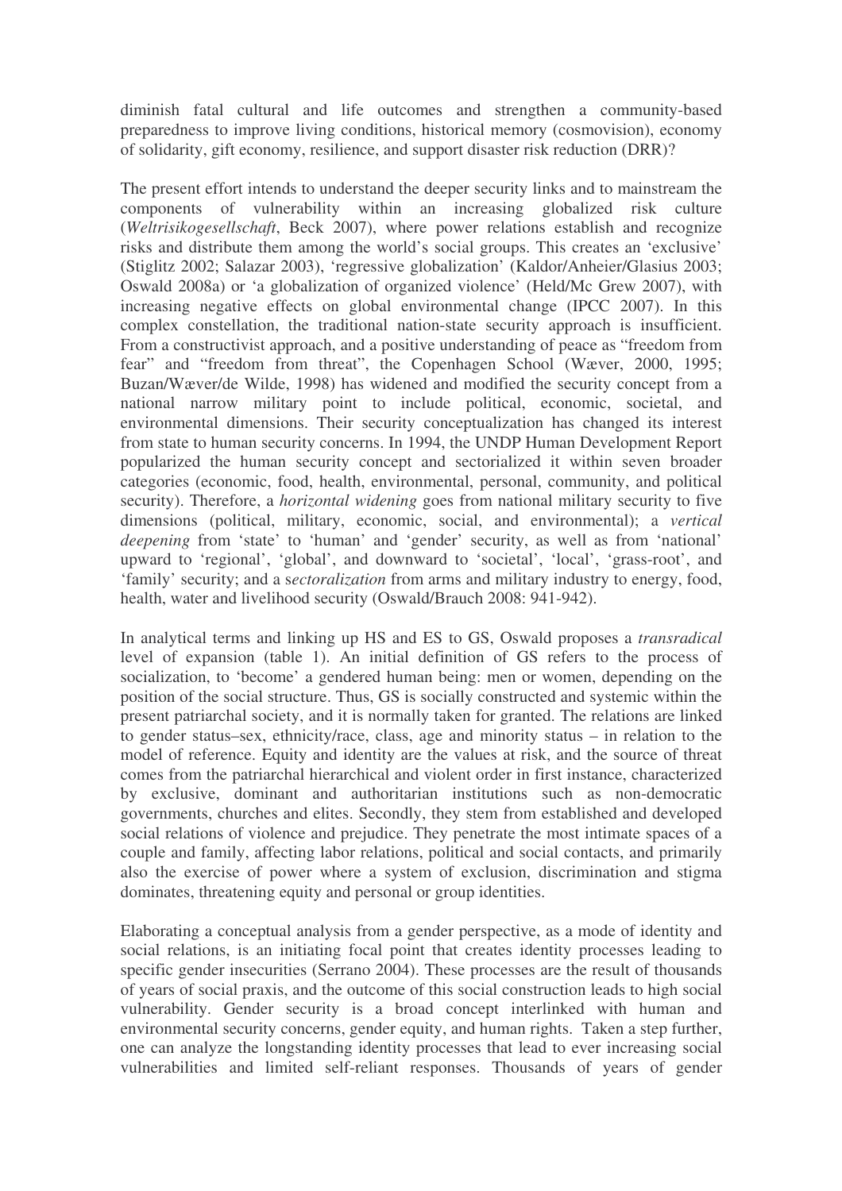diminish fatal cultural and life outcomes and strengthen a community-based preparedness to improve living conditions, historical memory (cosmovision), economy of solidarity, gift economy, resilience, and support disaster risk reduction (DRR)?

The present effort intends to understand the deeper security links and to mainstream the components of vulnerability within an increasing globalized risk culture (*Weltrisikogesellschaft*, Beck 2007), where power relations establish and recognize risks and distribute them among the world's social groups. This creates an 'exclusive' (Stiglitz 2002; Salazar 2003), 'regressive globalization' (Kaldor/Anheier/Glasius 2003; Oswald 2008a) or 'a globalization of organized violence' (Held/Mc Grew 2007), with increasing negative effects on global environmental change (IPCC 2007). In this complex constellation, the traditional nation-state security approach is insufficient. From a constructivist approach, and a positive understanding of peace as "freedom from fear" and "freedom from threat", the Copenhagen School (Wæver, 2000, 1995; Buzan/Wæver/de Wilde, 1998) has widened and modified the security concept from a national narrow military point to include political, economic, societal, and environmental dimensions. Their security conceptualization has changed its interest from state to human security concerns. In 1994, the UNDP Human Development Report popularized the human security concept and sectorialized it within seven broader categories (economic, food, health, environmental, personal, community, and political security). Therefore, a *horizontal widening* goes from national military security to five dimensions (political, military, economic, social, and environmental); a *vertical deepening* from 'state' to 'human' and 'gender' security, as well as from 'national' upward to 'regional', 'global', and downward to 'societal', 'local', 'grass-root', and 'family' security; and a s*ectoralization* from arms and military industry to energy, food, health, water and livelihood security (Oswald/Brauch 2008: 941-942).

In analytical terms and linking up HS and ES to GS, Oswald proposes a *transradical* level of expansion (table 1). An initial definition of GS refers to the process of socialization, to 'become' a gendered human being: men or women, depending on the position of the social structure. Thus, GS is socially constructed and systemic within the present patriarchal society, and it is normally taken for granted. The relations are linked to gender status–sex, ethnicity/race, class, age and minority status – in relation to the model of reference. Equity and identity are the values at risk, and the source of threat comes from the patriarchal hierarchical and violent order in first instance, characterized by exclusive, dominant and authoritarian institutions such as non-democratic governments, churches and elites. Secondly, they stem from established and developed social relations of violence and prejudice. They penetrate the most intimate spaces of a couple and family, affecting labor relations, political and social contacts, and primarily also the exercise of power where a system of exclusion, discrimination and stigma dominates, threatening equity and personal or group identities.

Elaborating a conceptual analysis from a gender perspective, as a mode of identity and social relations, is an initiating focal point that creates identity processes leading to specific gender insecurities (Serrano 2004). These processes are the result of thousands of years of social praxis, and the outcome of this social construction leads to high social vulnerability. Gender security is a broad concept interlinked with human and environmental security concerns, gender equity, and human rights. Taken a step further, one can analyze the longstanding identity processes that lead to ever increasing social vulnerabilities and limited self-reliant responses. Thousands of years of gender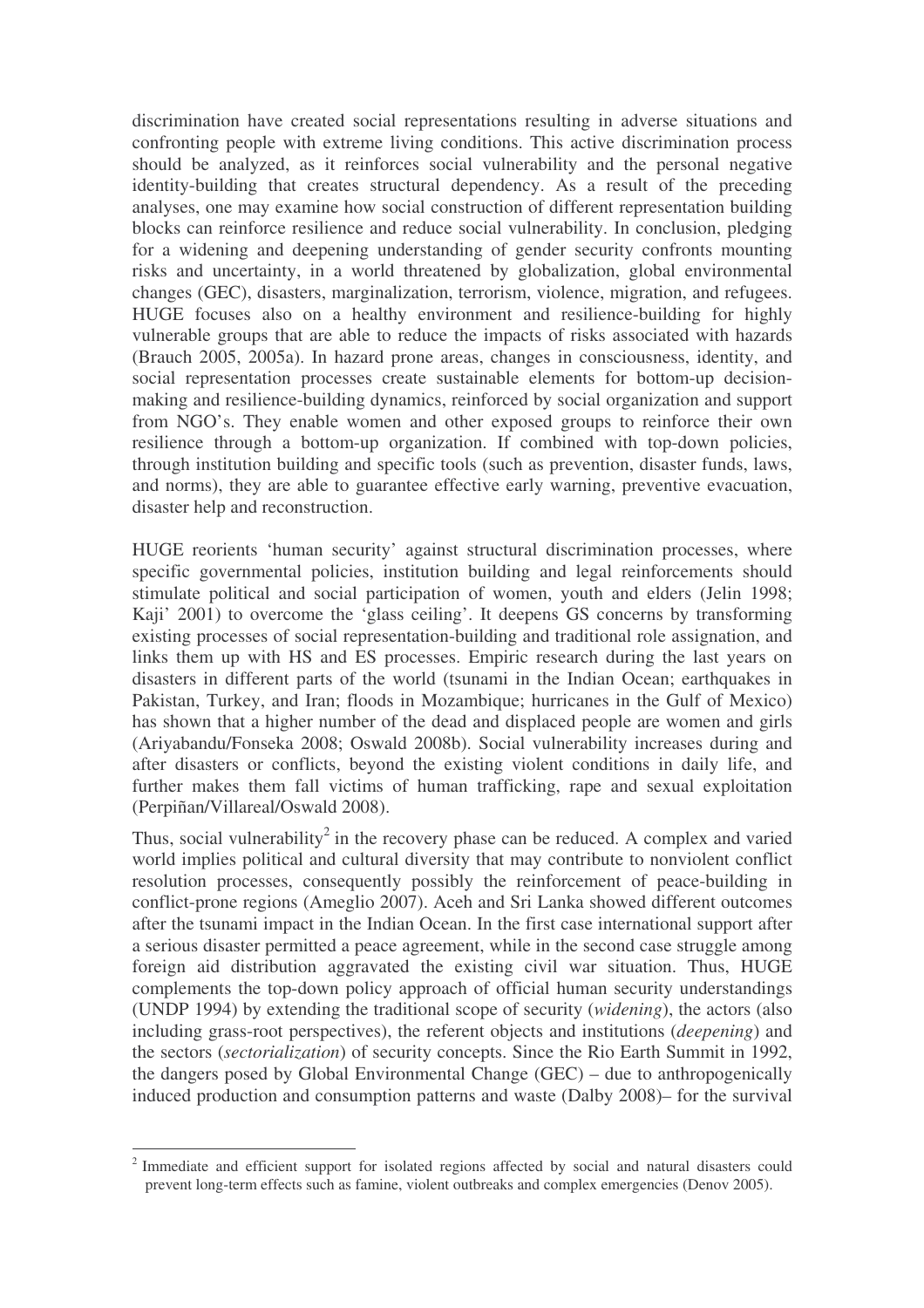discrimination have created social representations resulting in adverse situations and confronting people with extreme living conditions. This active discrimination process should be analyzed, as it reinforces social vulnerability and the personal negative identity-building that creates structural dependency. As a result of the preceding analyses, one may examine how social construction of different representation building blocks can reinforce resilience and reduce social vulnerability. In conclusion, pledging for a widening and deepening understanding of gender security confronts mounting risks and uncertainty, in a world threatened by globalization, global environmental changes (GEC), disasters, marginalization, terrorism, violence, migration, and refugees. HUGE focuses also on a healthy environment and resilience-building for highly vulnerable groups that are able to reduce the impacts of risks associated with hazards (Brauch 2005, 2005a). In hazard prone areas, changes in consciousness, identity, and social representation processes create sustainable elements for bottom-up decision-making and resilience-building dynamics, reinforced by social organization and support from NGO's. They enable women and other exposed groups to reinforce their own resilience through a bottom-up organization. If combined with top-down policies, through institution building and specific tools (such as prevention, disaster funds, laws, and norms), they are able to guarantee effective early warning, preventive evacuation, disaster help and reconstruction.

HUGE reorients 'human security' against structural discrimination processes, where specific governmental policies, institution building and legal reinforcements should stimulate political and social participation of women, youth and elders (Jelin 1998; Kaji' 2001) to overcome the 'glass ceiling'. It deepens GS concerns by transforming existing processes of social representation-building and traditional role assignation, and links them up with HS and ES processes. Empiric research during the last years on disasters in different parts of the world (tsunami in the Indian Ocean; earthquakes in Pakistan, Turkey, and Iran; floods in Mozambique; hurricanes in the Gulf of Mexico) has shown that a higher number of the dead and displaced people are women and girls (Ariyabandu/Fonseka 2008; Oswald 2008b). Social vulnerability increases during and after disasters or conflicts, beyond the existing violent conditions in daily life, and further makes them fall victims of human trafficking, rape and sexual exploitation (Perpiñan/Villareal/Oswald 2008).

Thus, social vulnerability[2] in the recovery phase can be reduced. A complex and varied world implies political and cultural diversity that may contribute to nonviolent conflict resolution processes, consequently possibly the reinforcement of peace-building in conflict-prone regions (Ameglio 2007). Aceh and Sri Lanka showed different outcomes after the tsunami impact in the Indian Ocean. In the first case international support after a serious disaster permitted a peace agreement, while in the second case struggle among foreign aid distribution aggravated the existing civil war situation. Thus, HUGE complements the top-down policy approach of official human security understandings (UNDP 1994) by extending the traditional scope of security (*widening*), the actors (also including grass-root perspectives), the referent objects and institutions (*deepening*) and the sectors (*sectorialization*) of security concepts. Since the Rio Earth Summit in 1992, the dangers posed by Global Environmental Change (GEC) – due to anthropogenically induced production and consumption patterns and waste (Dalby 2008)– for the survival

[2] Immediate and efficient support for isolated regions affected by social and natural disasters could prevent long-term effects such as famine, violent outbreaks and complex emergencies (Denov 2005).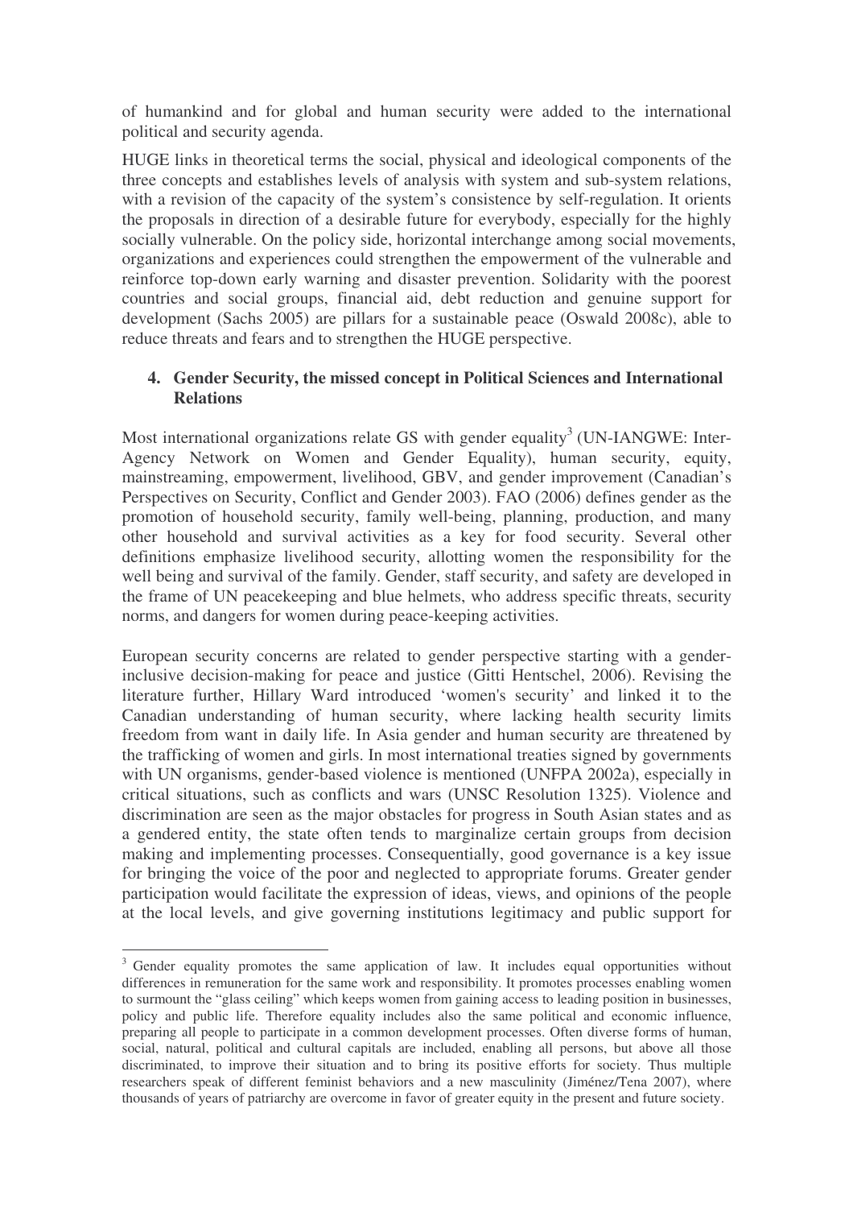of humankind and for global and human security were added to the international political and security agenda.

HUGE links in theoretical terms the social, physical and ideological components of the three concepts and establishes levels of analysis with system and sub-system relations, with a revision of the capacity of the system's consistence by self-regulation. It orients the proposals in direction of a desirable future for everybody, especially for the highly socially vulnerable. On the policy side, horizontal interchange among social movements, organizations and experiences could strengthen the empowerment of the vulnerable and reinforce top-down early warning and disaster prevention. Solidarity with the poorest countries and social groups, financial aid, debt reduction and genuine support for development (Sachs 2005) are pillars for a sustainable peace (Oswald 2008c), able to reduce threats and fears and to strengthen the HUGE perspective.

## 4. Gender Security, the missed concept in Political Sciences and International Relations

Most international organizations relate GS with gender equality[3] (UN-IANGWE: Inter-Agency Network on Women and Gender Equality), human security, equity, mainstreaming, empowerment, livelihood, GBV, and gender improvement (Canadian's Perspectives on Security, Conflict and Gender 2003). FAO (2006) defines gender as the promotion of household security, family well-being, planning, production, and many other household and survival activities as a key for food security. Several other definitions emphasize livelihood security, allotting women the responsibility for the well being and survival of the family. Gender, staff security, and safety are developed in the frame of UN peacekeeping and blue helmets, who address specific threats, security norms, and dangers for women during peace-keeping activities.

European security concerns are related to gender perspective starting with a gender-inclusive decision-making for peace and justice (Gitti Hentschel, 2006). Revising the literature further, Hillary Ward introduced 'women's security' and linked it to the Canadian understanding of human security, where lacking health security limits freedom from want in daily life. In Asia gender and human security are threatened by the trafficking of women and girls. In most international treaties signed by governments with UN organisms, gender-based violence is mentioned (UNFPA 2002a), especially in critical situations, such as conflicts and wars (UNSC Resolution 1325). Violence and discrimination are seen as the major obstacles for progress in South Asian states and as a gendered entity, the state often tends to marginalize certain groups from decision making and implementing processes. Consequentially, good governance is a key issue for bringing the voice of the poor and neglected to appropriate forums. Greater gender participation would facilitate the expression of ideas, views, and opinions of the people at the local levels, and give governing institutions legitimacy and public support for

[3] Gender equality promotes the same application of law. It includes equal opportunities without differences in remuneration for the same work and responsibility. It promotes processes enabling women to surmount the "glass ceiling" which keeps women from gaining access to leading position in businesses, policy and public life. Therefore equality includes also the same political and economic influence, preparing all people to participate in a common development processes. Often diverse forms of human, social, natural, political and cultural capitals are included, enabling all persons, but above all those discriminated, to improve their situation and to bring its positive efforts for society. Thus multiple researchers speak of different feminist behaviors and a new masculinity (Jiménez/Tena 2007), where thousands of years of patriarchy are overcome in favor of greater equity in the present and future society.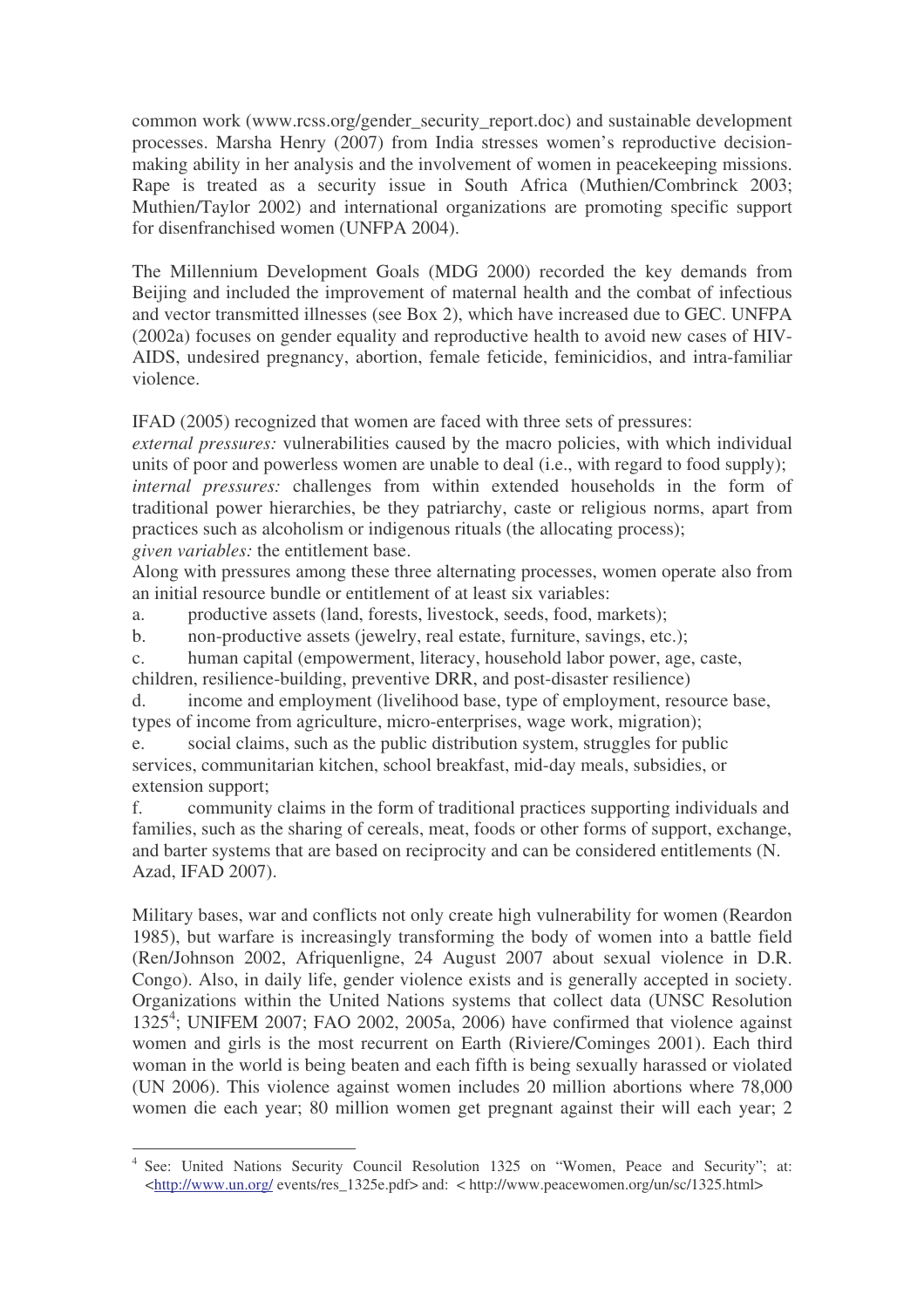common work (www.rcss.org/gender_security_report.doc) and sustainable development processes. Marsha Henry (2007) from India stresses women's reproductive decision-making ability in her analysis and the involvement of women in peacekeeping missions. Rape is treated as a security issue in South Africa (Muthien/Combrinck 2003; Muthien/Taylor 2002) and international organizations are promoting specific support for disenfranchised women (UNFPA 2004).

The Millennium Development Goals (MDG 2000) recorded the key demands from Beijing and included the improvement of maternal health and the combat of infectious and vector transmitted illnesses (see Box 2), which have increased due to GEC. UNFPA (2002a) focuses on gender equality and reproductive health to avoid new cases of HIV-AIDS, undesired pregnancy, abortion, female feticide, feminicidios, and intra-familiar violence.

IFAD (2005) recognized that women are faced with three sets of pressures:
*external pressures:* vulnerabilities caused by the macro policies, with which individual units of poor and powerless women are unable to deal (i.e., with regard to food supply);
*internal pressures:* challenges from within extended households in the form of traditional power hierarchies, be they patriarchy, caste or religious norms, apart from practices such as alcoholism or indigenous rituals (the allocating process);
*given variables:* the entitlement base.

Along with pressures among these three alternating processes, women operate also from an initial resource bundle or entitlement of at least six variables:

a. productive assets (land, forests, livestock, seeds, food, markets);

b. non-productive assets (jewelry, real estate, furniture, savings, etc.);

c. human capital (empowerment, literacy, household labor power, age, caste, children, resilience-building, preventive DRR, and post-disaster resilience)

d. income and employment (livelihood base, type of employment, resource base, types of income from agriculture, micro-enterprises, wage work, migration);

e. social claims, such as the public distribution system, struggles for public services, communitarian kitchen, school breakfast, mid-day meals, subsidies, or extension support;

f. community claims in the form of traditional practices supporting individuals and families, such as the sharing of cereals, meat, foods or other forms of support, exchange, and barter systems that are based on reciprocity and can be considered entitlements (N. Azad, IFAD 2007).

Military bases, war and conflicts not only create high vulnerability for women (Reardon 1985), but warfare is increasingly transforming the body of women into a battle field (Ren/Johnson 2002, Afriquenligne, 24 August 2007 about sexual violence in D.R. Congo). Also, in daily life, gender violence exists and is generally accepted in society. Organizations within the United Nations systems that collect data (UNSC Resolution 1325[4]; UNIFEM 2007; FAO 2002, 2005a, 2006) have confirmed that violence against women and girls is the most recurrent on Earth (Riviere/Cominges 2001). Each third woman in the world is being beaten and each fifth is being sexually harassed or violated (UN 2006). This violence against women includes 20 million abortions where 78,000 women die each year; 80 million women get pregnant against their will each year; 2

[4] See: United Nations Security Council Resolution 1325 on "Women, Peace and Security"; at: <http://www.un.org/ events/res_1325e.pdf> and: < http://www.peacewomen.org/un/sc/1325.html>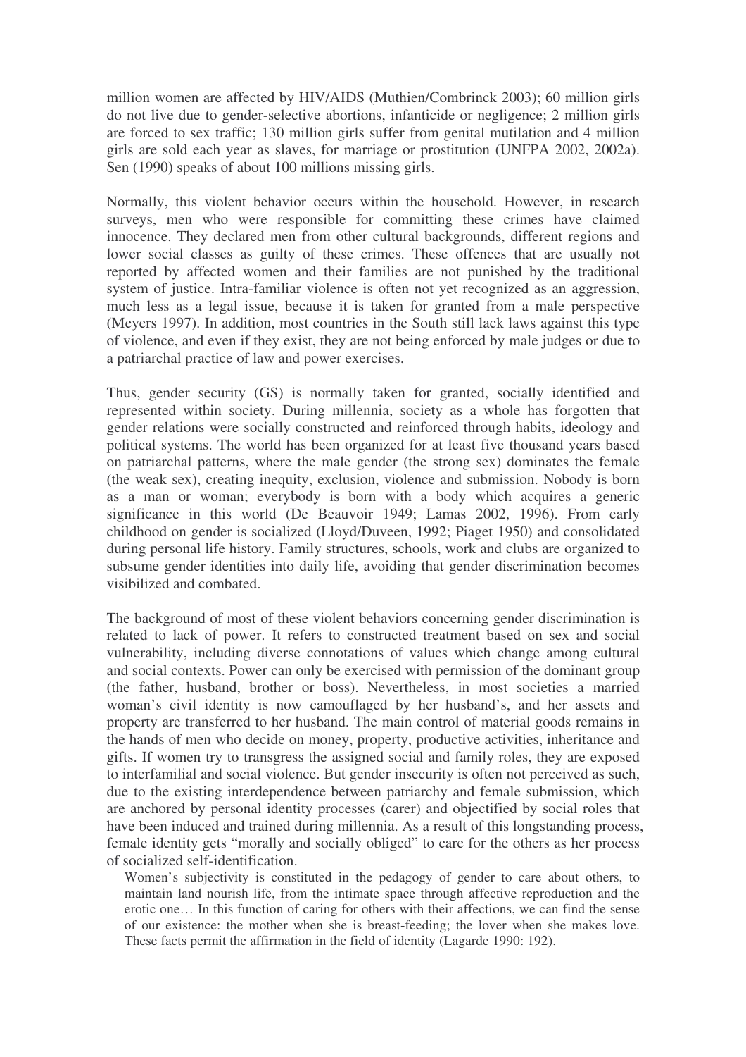million women are affected by HIV/AIDS (Muthien/Combrinck 2003); 60 million girls do not live due to gender-selective abortions, infanticide or negligence; 2 million girls are forced to sex traffic; 130 million girls suffer from genital mutilation and 4 million girls are sold each year as slaves, for marriage or prostitution (UNFPA 2002, 2002a). Sen (1990) speaks of about 100 millions missing girls.

Normally, this violent behavior occurs within the household. However, in research surveys, men who were responsible for committing these crimes have claimed innocence. They declared men from other cultural backgrounds, different regions and lower social classes as guilty of these crimes. These offences that are usually not reported by affected women and their families are not punished by the traditional system of justice. Intra-familiar violence is often not yet recognized as an aggression, much less as a legal issue, because it is taken for granted from a male perspective (Meyers 1997). In addition, most countries in the South still lack laws against this type of violence, and even if they exist, they are not being enforced by male judges or due to a patriarchal practice of law and power exercises.

Thus, gender security (GS) is normally taken for granted, socially identified and represented within society. During millennia, society as a whole has forgotten that gender relations were socially constructed and reinforced through habits, ideology and political systems. The world has been organized for at least five thousand years based on patriarchal patterns, where the male gender (the strong sex) dominates the female (the weak sex), creating inequity, exclusion, violence and submission. Nobody is born as a man or woman; everybody is born with a body which acquires a generic significance in this world (De Beauvoir 1949; Lamas 2002, 1996). From early childhood on gender is socialized (Lloyd/Duveen, 1992; Piaget 1950) and consolidated during personal life history. Family structures, schools, work and clubs are organized to subsume gender identities into daily life, avoiding that gender discrimination becomes visibilized and combated.

The background of most of these violent behaviors concerning gender discrimination is related to lack of power. It refers to constructed treatment based on sex and social vulnerability, including diverse connotations of values which change among cultural and social contexts. Power can only be exercised with permission of the dominant group (the father, husband, brother or boss). Nevertheless, in most societies a married woman's civil identity is now camouflaged by her husband's, and her assets and property are transferred to her husband. The main control of material goods remains in the hands of men who decide on money, property, productive activities, inheritance and gifts. If women try to transgress the assigned social and family roles, they are exposed to interfamilial and social violence. But gender insecurity is often not perceived as such, due to the existing interdependence between patriarchy and female submission, which are anchored by personal identity processes (carer) and objectified by social roles that have been induced and trained during millennia. As a result of this longstanding process, female identity gets "morally and socially obliged" to care for the others as her process of socialized self-identification.

> Women's subjectivity is constituted in the pedagogy of gender to care about others, to maintain land nourish life, from the intimate space through affective reproduction and the erotic one… In this function of caring for others with their affections, we can find the sense of our existence: the mother when she is breast-feeding; the lover when she makes love. These facts permit the affirmation in the field of identity (Lagarde 1990: 192).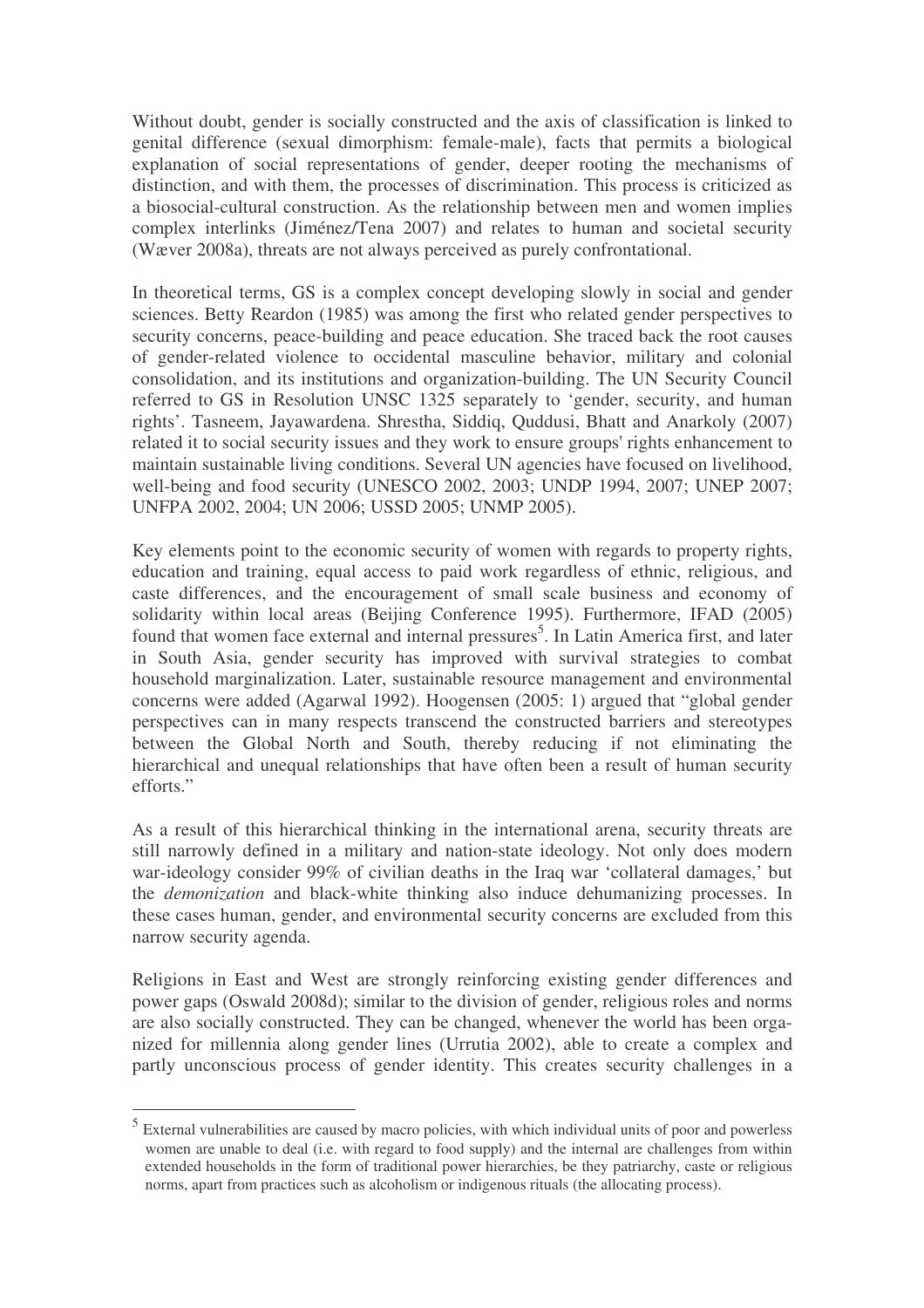Without doubt, gender is socially constructed and the axis of classification is linked to genital difference (sexual dimorphism: female-male), facts that permits a biological explanation of social representations of gender, deeper rooting the mechanisms of distinction, and with them, the processes of discrimination. This process is criticized as a biosocial-cultural construction. As the relationship between men and women implies complex interlinks (Jiménez/Tena 2007) and relates to human and societal security (Wæver 2008a), threats are not always perceived as purely confrontational.

In theoretical terms, GS is a complex concept developing slowly in social and gender sciences. Betty Reardon (1985) was among the first who related gender perspectives to security concerns, peace-building and peace education. She traced back the root causes of gender-related violence to occidental masculine behavior, military and colonial consolidation, and its institutions and organization-building. The UN Security Council referred to GS in Resolution UNSC 1325 separately to 'gender, security, and human rights'. Tasneem, Jayawardena. Shrestha, Siddiq, Quddusi, Bhatt and Anarkoly (2007) related it to social security issues and they work to ensure groups' rights enhancement to maintain sustainable living conditions. Several UN agencies have focused on livelihood, well-being and food security (UNESCO 2002, 2003; UNDP 1994, 2007; UNEP 2007; UNFPA 2002, 2004; UN 2006; USSD 2005; UNMP 2005).

Key elements point to the economic security of women with regards to property rights, education and training, equal access to paid work regardless of ethnic, religious, and caste differences, and the encouragement of small scale business and economy of solidarity within local areas (Beijing Conference 1995). Furthermore, IFAD (2005) found that women face external and internal pressures[5]. In Latin America first, and later in South Asia, gender security has improved with survival strategies to combat household marginalization. Later, sustainable resource management and environmental concerns were added (Agarwal 1992). Hoogensen (2005: 1) argued that "global gender perspectives can in many respects transcend the constructed barriers and stereotypes between the Global North and South, thereby reducing if not eliminating the hierarchical and unequal relationships that have often been a result of human security efforts."

As a result of this hierarchical thinking in the international arena, security threats are still narrowly defined in a military and nation-state ideology. Not only does modern war-ideology consider 99% of civilian deaths in the Iraq war 'collateral damages,' but the *demonization* and black-white thinking also induce dehumanizing processes. In these cases human, gender, and environmental security concerns are excluded from this narrow security agenda.

Religions in East and West are strongly reinforcing existing gender differences and power gaps (Oswald 2008d); similar to the division of gender, religious roles and norms are also socially constructed. They can be changed, whenever the world has been organized for millennia along gender lines (Urrutia 2002), able to create a complex and partly unconscious process of gender identity. This creates security challenges in a

[5] External vulnerabilities are caused by macro policies, with which individual units of poor and powerless women are unable to deal (i.e. with regard to food supply) and the internal are challenges from within extended households in the form of traditional power hierarchies, be they patriarchy, caste or religious norms, apart from practices such as alcoholism or indigenous rituals (the allocating process).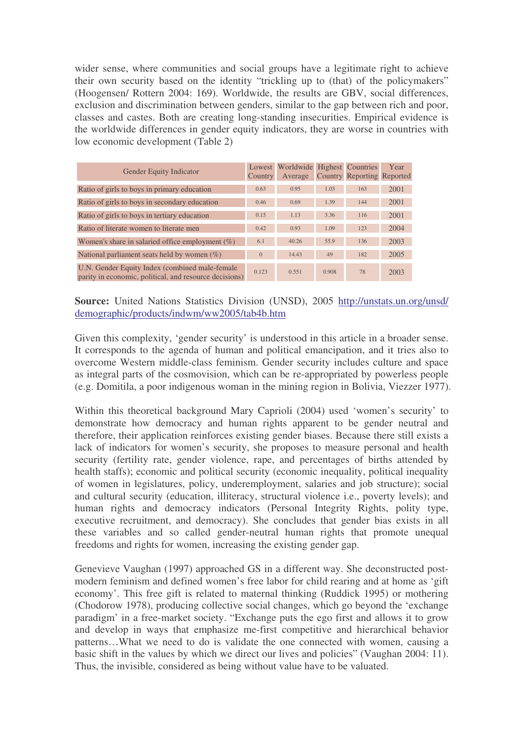wider sense, where communities and social groups have a legitimate right to achieve their own security based on the identity "trickling up to (that) of the policymakers" (Hoogensen/ Rottern 2004: 169). Worldwide, the results are GBV, social differences, exclusion and discrimination between genders, similar to the gap between rich and poor, classes and castes. Both are creating long-standing insecurities. Empirical evidence is the worldwide differences in gender equity indicators, they are worse in countries with low economic development (Table 2)

| Gender Equity Indicator | Lowest Country | Worldwide Average | Highest Country | Countries Reporting | Year Reported |
|---|---|---|---|---|---|
| Ratio of girls to boys in primary education | 0.63 | 0.95 | 1.03 | 163 | 2001 |
| Ratio of girls to boys in secondary education | 0.46 | 0.69 | 1.39 | 144 | 2001 |
| Ratio of girls to boys in tertiary education | 0.15 | 1.13 | 3.36 | 116 | 2001 |
| Ratio of literate women to literate men | 0.42 | 0.93 | 1.09 | 123 | 2004 |
| Women's share in salaried office employment (%) | 6.1 | 40.26 | 55.9 | 136 | 2003 |
| National parliament seats held by women (%) | 0 | 14.43 | 49 | 182 | 2005 |
| U.N. Gender Equity Index (combined male-female parity in economic, political, and resource decisions) | 0.123 | 0.551 | 0.908 | 78 | 2003 |

**Source:** United Nations Statistics Division (UNSD), 2005 http://unstats.un.org/unsd/demographic/products/indwm/ww2005/tab4b.htm

Given this complexity, 'gender security' is understood in this article in a broader sense. It corresponds to the agenda of human and political emancipation, and it tries also to overcome Western middle-class feminism. Gender security includes culture and space as integral parts of the cosmovision, which can be re-appropriated by powerless people (e.g. Domitila, a poor indigenous woman in the mining region in Bolivia, Viezzer 1977).

Within this theoretical background Mary Caprioli (2004) used 'women's security' to demonstrate how democracy and human rights apparent to be gender neutral and therefore, their application reinforces existing gender biases. Because there still exists a lack of indicators for women's security, she proposes to measure personal and health security (fertility rate, gender violence, rape, and percentages of births attended by health staffs); economic and political security (economic inequality, political inequality of women in legislatures, policy, underemployment, salaries and job structure); social and cultural security (education, illiteracy, structural violence i.e., poverty levels); and human rights and democracy indicators (Personal Integrity Rights, polity type, executive recruitment, and democracy). She concludes that gender bias exists in all these variables and so called gender-neutral human rights that promote unequal freedoms and rights for women, increasing the existing gender gap.

Genevieve Vaughan (1997) approached GS in a different way. She deconstructed post-modern feminism and defined women's free labor for child rearing and at home as 'gift economy'. This free gift is related to maternal thinking (Ruddick 1995) or mothering (Chodorow 1978), producing collective social changes, which go beyond the 'exchange paradigm' in a free-market society. "Exchange puts the ego first and allows it to grow and develop in ways that emphasize me-first competitive and hierarchical behavior patterns…What we need to do is validate the one connected with women, causing a basic shift in the values by which we direct our lives and policies" (Vaughan 2004: 11). Thus, the invisible, considered as being without value have to be valuated.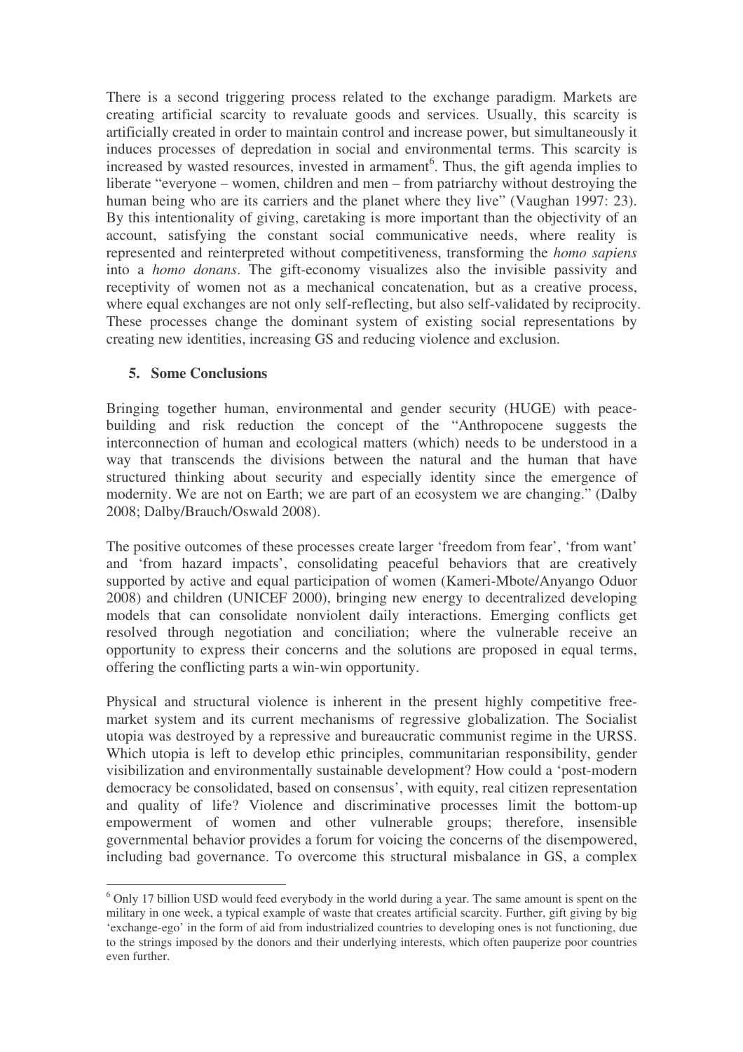There is a second triggering process related to the exchange paradigm. Markets are creating artificial scarcity to revaluate goods and services. Usually, this scarcity is artificially created in order to maintain control and increase power, but simultaneously it induces processes of depredation in social and environmental terms. This scarcity is increased by wasted resources, invested in armament[6]. Thus, the gift agenda implies to liberate "everyone – women, children and men – from patriarchy without destroying the human being who are its carriers and the planet where they live" (Vaughan 1997: 23). By this intentionality of giving, caretaking is more important than the objectivity of an account, satisfying the constant social communicative needs, where reality is represented and reinterpreted without competitiveness, transforming the *homo sapiens* into a *homo donans*. The gift-economy visualizes also the invisible passivity and receptivity of women not as a mechanical concatenation, but as a creative process, where equal exchanges are not only self-reflecting, but also self-validated by reciprocity. These processes change the dominant system of existing social representations by creating new identities, increasing GS and reducing violence and exclusion.

## 5. Some Conclusions

Bringing together human, environmental and gender security (HUGE) with peace-building and risk reduction the concept of the "Anthropocene suggests the interconnection of human and ecological matters (which) needs to be understood in a way that transcends the divisions between the natural and the human that have structured thinking about security and especially identity since the emergence of modernity. We are not on Earth; we are part of an ecosystem we are changing." (Dalby 2008; Dalby/Brauch/Oswald 2008).

The positive outcomes of these processes create larger 'freedom from fear', 'from want' and 'from hazard impacts', consolidating peaceful behaviors that are creatively supported by active and equal participation of women (Kameri-Mbote/Anyango Oduor 2008) and children (UNICEF 2000), bringing new energy to decentralized developing models that can consolidate nonviolent daily interactions. Emerging conflicts get resolved through negotiation and conciliation; where the vulnerable receive an opportunity to express their concerns and the solutions are proposed in equal terms, offering the conflicting parts a win-win opportunity.

Physical and structural violence is inherent in the present highly competitive free-market system and its current mechanisms of regressive globalization. The Socialist utopia was destroyed by a repressive and bureaucratic communist regime in the URSS. Which utopia is left to develop ethic principles, communitarian responsibility, gender visibilization and environmentally sustainable development? How could a 'post-modern democracy be consolidated, based on consensus', with equity, real citizen representation and quality of life? Violence and discriminative processes limit the bottom-up empowerment of women and other vulnerable groups; therefore, insensible governmental behavior provides a forum for voicing the concerns of the disempowered, including bad governance. To overcome this structural misbalance in GS, a complex

---

[6] Only 17 billion USD would feed everybody in the world during a year. The same amount is spent on the military in one week, a typical example of waste that creates artificial scarcity. Further, gift giving by big 'exchange-ego' in the form of aid from industrialized countries to developing ones is not functioning, due to the strings imposed by the donors and their underlying interests, which often pauperize poor countries even further.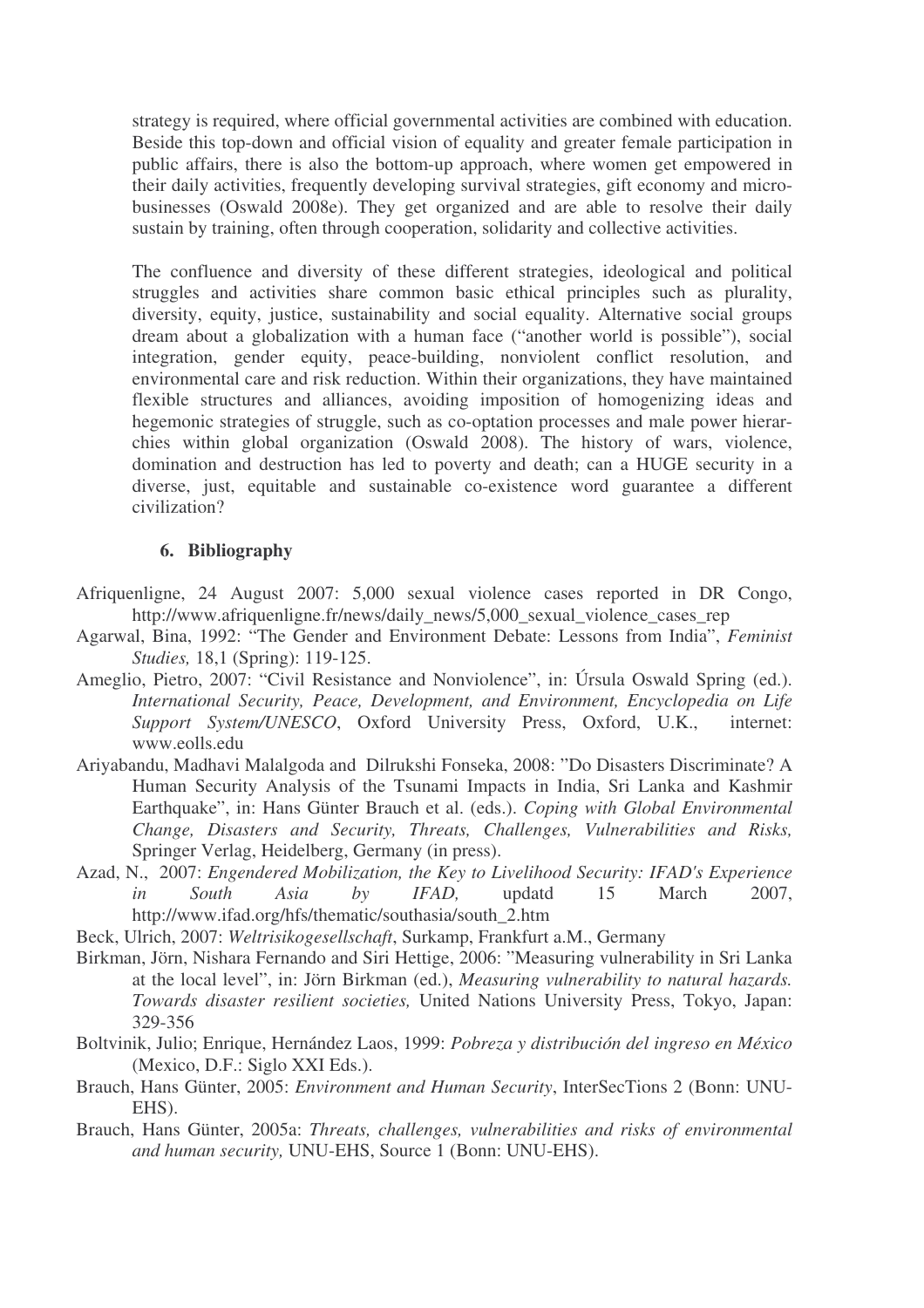strategy is required, where official governmental activities are combined with education. Beside this top-down and official vision of equality and greater female participation in public affairs, there is also the bottom-up approach, where women get empowered in their daily activities, frequently developing survival strategies, gift economy and micro-businesses (Oswald 2008e). They get organized and are able to resolve their daily sustain by training, often through cooperation, solidarity and collective activities.

The confluence and diversity of these different strategies, ideological and political struggles and activities share common basic ethical principles such as plurality, diversity, equity, justice, sustainability and social equality. Alternative social groups dream about a globalization with a human face ("another world is possible"), social integration, gender equity, peace-building, nonviolent conflict resolution, and environmental care and risk reduction. Within their organizations, they have maintained flexible structures and alliances, avoiding imposition of homogenizing ideas and hegemonic strategies of struggle, such as co-optation processes and male power hierarchies within global organization (Oswald 2008). The history of wars, violence, domination and destruction has led to poverty and death; can a HUGE security in a diverse, just, equitable and sustainable co-existence word guarantee a different civilization?

## 6. Bibliography

Afriquenligne, 24 August 2007: 5,000 sexual violence cases reported in DR Congo, http://www.afriquenligne.fr/news/daily_news/5,000_sexual_violence_cases_rep

Agarwal, Bina, 1992: "The Gender and Environment Debate: Lessons from India", *Feminist Studies,* 18,1 (Spring): 119-125.

Ameglio, Pietro, 2007: "Civil Resistance and Nonviolence", in: Úrsula Oswald Spring (ed.). *International Security, Peace, Development, and Environment, Encyclopedia on Life Support System/UNESCO*, Oxford University Press, Oxford, U.K., internet: www.eolls.edu

Ariyabandu, Madhavi Malalgoda and Dilrukshi Fonseka, 2008: "Do Disasters Discriminate? A Human Security Analysis of the Tsunami Impacts in India, Sri Lanka and Kashmir Earthquake", in: Hans Günter Brauch et al. (eds.). *Coping with Global Environmental Change, Disasters and Security, Threats, Challenges, Vulnerabilities and Risks,* Springer Verlag, Heidelberg, Germany (in press).

Azad, N., 2007: *Engendered Mobilization, the Key to Livelihood Security: IFAD's Experience in South Asia by IFAD,* updatd 15 March 2007, http://www.ifad.org/hfs/thematic/southasia/south_2.htm

Beck, Ulrich, 2007: *Weltrisikogesellschaft*, Surkamp, Frankfurt a.M., Germany

Birkman, Jörn, Nishara Fernando and Siri Hettige, 2006: "Measuring vulnerability in Sri Lanka at the local level", in: Jörn Birkman (ed.), *Measuring vulnerability to natural hazards. Towards disaster resilient societies,* United Nations University Press, Tokyo, Japan: 329-356

Boltvinik, Julio; Enrique, Hernández Laos, 1999: *Pobreza y distribución del ingreso en México* (Mexico, D.F.: Siglo XXI Eds.).

Brauch, Hans Günter, 2005: *Environment and Human Security*, InterSecTions 2 (Bonn: UNU-EHS).

Brauch, Hans Günter, 2005a: *Threats, challenges, vulnerabilities and risks of environmental and human security,* UNU-EHS, Source 1 (Bonn: UNU-EHS).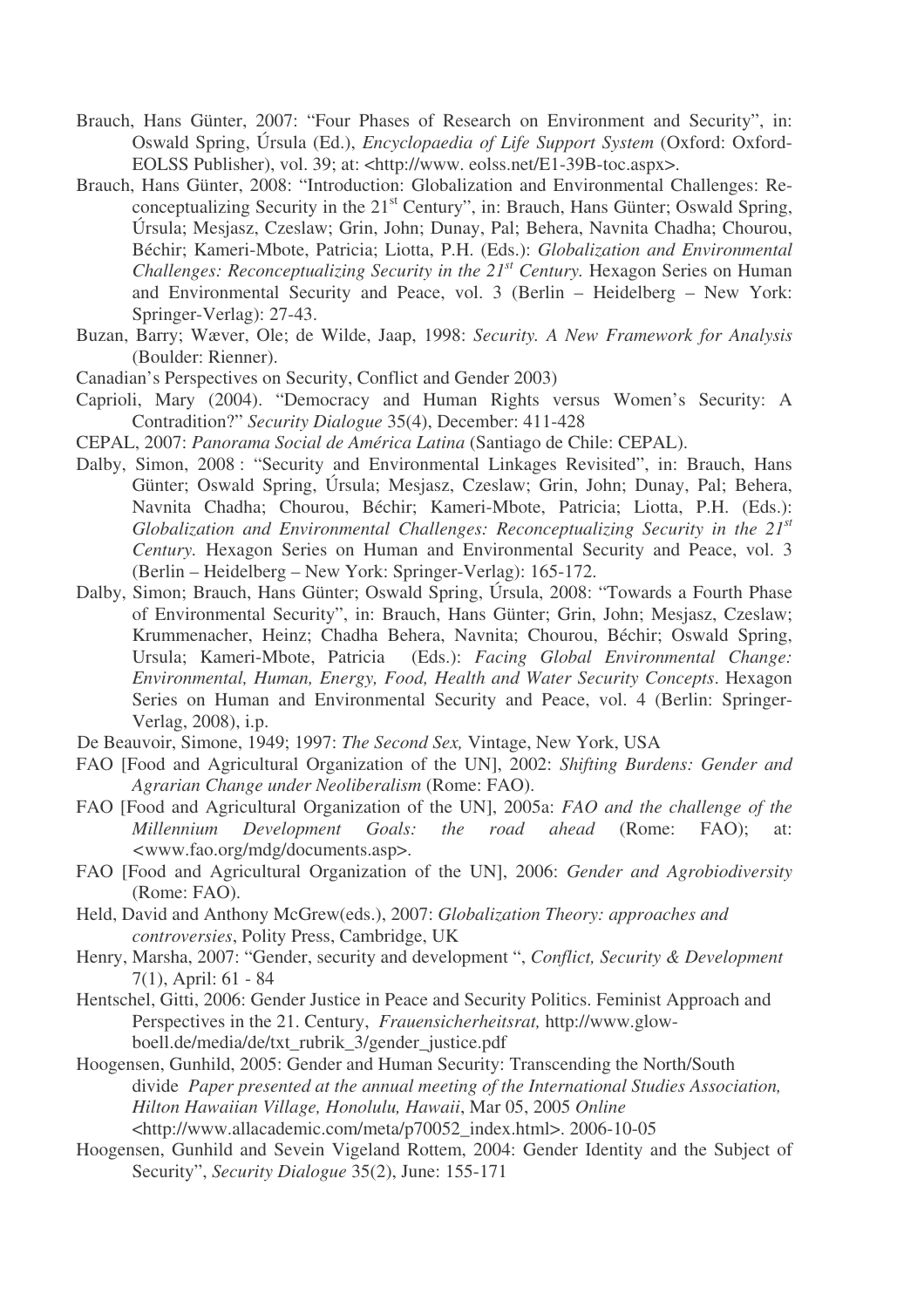Brauch, Hans Günter, 2007: "Four Phases of Research on Environment and Security", in: Oswald Spring, Úrsula (Ed.), *Encyclopaedia of Life Support System* (Oxford: Oxford-EOLSS Publisher), vol. 39; at: <http://www. eolss.net/E1-39B-toc.aspx>.

Brauch, Hans Günter, 2008: "Introduction: Globalization and Environmental Challenges: Reconceptualizing Security in the 21st Century", in: Brauch, Hans Günter; Oswald Spring, Úrsula; Mesjasz, Czeslaw; Grin, John; Dunay, Pal; Behera, Navnita Chadha; Chourou, Béchir; Kameri-Mbote, Patricia; Liotta, P.H. (Eds.): *Globalization and Environmental Challenges: Reconceptualizing Security in the 21st Century.* Hexagon Series on Human and Environmental Security and Peace, vol. 3 (Berlin – Heidelberg – New York: Springer-Verlag): 27-43.

Buzan, Barry; Wæver, Ole; de Wilde, Jaap, 1998: *Security. A New Framework for Analysis* (Boulder: Rienner).

Canadian's Perspectives on Security, Conflict and Gender 2003)

Caprioli, Mary (2004). "Democracy and Human Rights versus Women's Security: A Contradition?" *Security Dialogue* 35(4), December: 411-428

CEPAL, 2007: *Panorama Social de América Latina* (Santiago de Chile: CEPAL).

Dalby, Simon, 2008 : "Security and Environmental Linkages Revisited", in: Brauch, Hans Günter; Oswald Spring, Úrsula; Mesjasz, Czeslaw; Grin, John; Dunay, Pal; Behera, Navnita Chadha; Chourou, Béchir; Kameri-Mbote, Patricia; Liotta, P.H. (Eds.): *Globalization and Environmental Challenges: Reconceptualizing Security in the 21st Century.* Hexagon Series on Human and Environmental Security and Peace, vol. 3 (Berlin – Heidelberg – New York: Springer-Verlag): 165-172.

Dalby, Simon; Brauch, Hans Günter; Oswald Spring, Úrsula, 2008: "Towards a Fourth Phase of Environmental Security", in: Brauch, Hans Günter; Grin, John; Mesjasz, Czeslaw; Krummenacher, Heinz; Chadha Behera, Navnita; Chourou, Béchir; Oswald Spring, Ursula; Kameri-Mbote, Patricia (Eds.): *Facing Global Environmental Change: Environmental, Human, Energy, Food, Health and Water Security Concepts*. Hexagon Series on Human and Environmental Security and Peace, vol. 4 (Berlin: Springer-Verlag, 2008), i.p.

De Beauvoir, Simone, 1949; 1997: *The Second Sex,* Vintage, New York, USA

FAO [Food and Agricultural Organization of the UN], 2002: *Shifting Burdens: Gender and Agrarian Change under Neoliberalism* (Rome: FAO).

FAO [Food and Agricultural Organization of the UN], 2005a: *FAO and the challenge of the Millennium Development Goals: the road ahead* (Rome: FAO); at: <www.fao.org/mdg/documents.asp>.

FAO [Food and Agricultural Organization of the UN], 2006: *Gender and Agrobiodiversity* (Rome: FAO).

Held, David and Anthony McGrew(eds.), 2007: *Globalization Theory: approaches and controversies*, Polity Press, Cambridge, UK

Henry, Marsha, 2007: "Gender, security and development ", *Conflict, Security & Development* 7(1), April: 61 - 84

Hentschel, Gitti, 2006: Gender Justice in Peace and Security Politics. Feminist Approach and Perspectives in the 21. Century, *Frauensicherheitsrat,* http://www.glow-boell.de/media/de/txt_rubrik_3/gender_justice.pdf

Hoogensen, Gunhild, 2005: Gender and Human Security: Transcending the North/South divide *Paper presented at the annual meeting of the International Studies Association, Hilton Hawaiian Village, Honolulu, Hawaii*, Mar 05, 2005 *Online* <http://www.allacademic.com/meta/p70052_index.html>. 2006-10-05

Hoogensen, Gunhild and Sevein Vigeland Rottem, 2004: Gender Identity and the Subject of Security", *Security Dialogue* 35(2), June: 155-171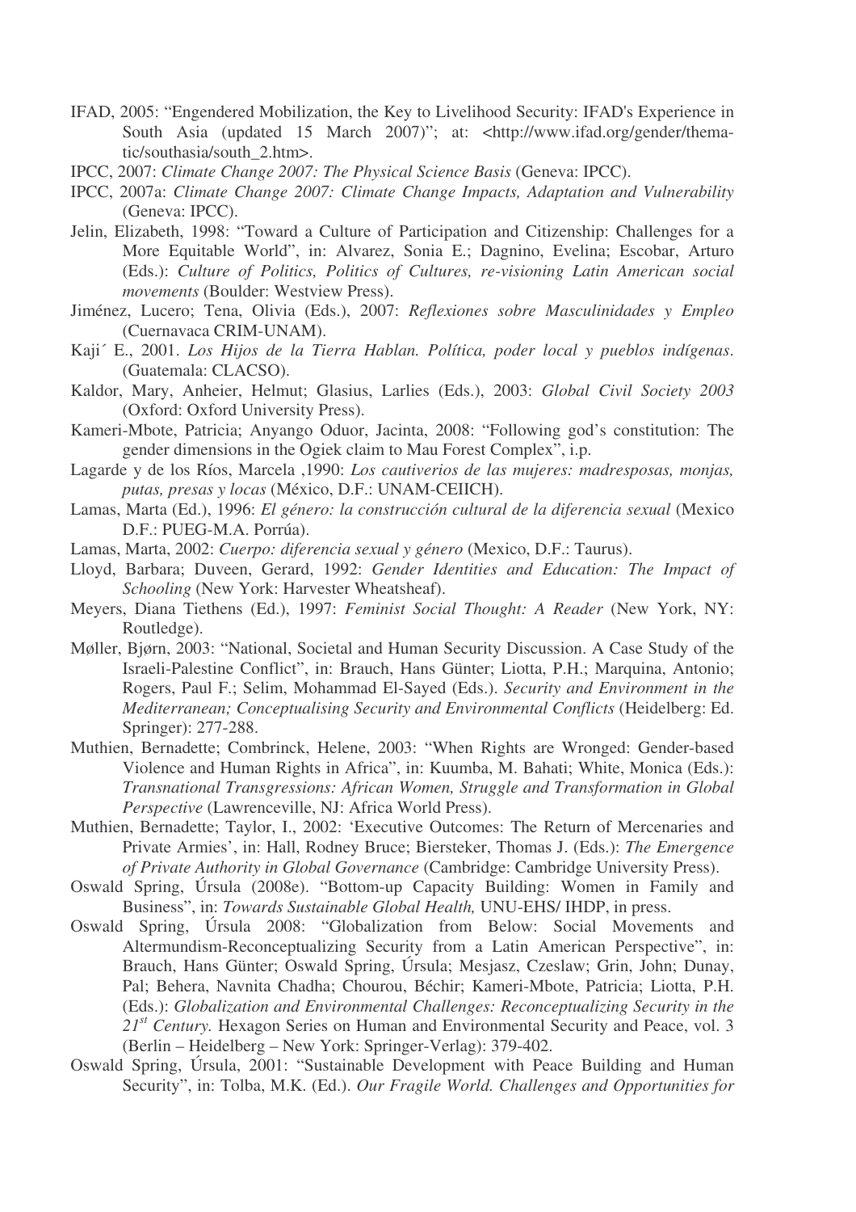IFAD, 2005: "Engendered Mobilization, the Key to Livelihood Security: IFAD's Experience in South Asia (updated 15 March 2007)"; at: <http://www.ifad.org/gender/thematic/southasia/south_2.htm>.

IPCC, 2007: *Climate Change 2007: The Physical Science Basis* (Geneva: IPCC).

IPCC, 2007a: *Climate Change 2007: Climate Change Impacts, Adaptation and Vulnerability* (Geneva: IPCC).

Jelin, Elizabeth, 1998: "Toward a Culture of Participation and Citizenship: Challenges for a More Equitable World", in: Alvarez, Sonia E.; Dagnino, Evelina; Escobar, Arturo (Eds.): *Culture of Politics, Politics of Cultures, re-visioning Latin American social movements* (Boulder: Westview Press).

Jiménez, Lucero; Tena, Olivia (Eds.), 2007: *Reflexiones sobre Masculinidades y Empleo* (Cuernavaca CRIM-UNAM).

Kaji´ E., 2001. *Los Hijos de la Tierra Hablan. Política, poder local y pueblos indígenas*. (Guatemala: CLACSO).

Kaldor, Mary, Anheier, Helmut; Glasius, Larlies (Eds.), 2003: *Global Civil Society 2003* (Oxford: Oxford University Press).

Kameri-Mbote, Patricia; Anyango Oduor, Jacinta, 2008: "Following god's constitution: The gender dimensions in the Ogiek claim to Mau Forest Complex", i.p.

Lagarde y de los Ríos, Marcela ,1990: *Los cautiverios de las mujeres: madresposas, monjas, putas, presas y locas* (México, D.F.: UNAM-CEIICH).

Lamas, Marta (Ed.), 1996: *El género: la construcción cultural de la diferencia sexual* (Mexico D.F.: PUEG-M.A. Porrúa).

Lamas, Marta, 2002: *Cuerpo: diferencia sexual y género* (Mexico, D.F.: Taurus).

Lloyd, Barbara; Duveen, Gerard, 1992: *Gender Identities and Education: The Impact of Schooling* (New York: Harvester Wheatsheaf).

Meyers, Diana Tiethens (Ed.), 1997: *Feminist Social Thought: A Reader* (New York, NY: Routledge).

Møller, Bjørn, 2003: "National, Societal and Human Security Discussion. A Case Study of the Israeli-Palestine Conflict", in: Brauch, Hans Günter; Liotta, P.H.; Marquina, Antonio; Rogers, Paul F.; Selim, Mohammad El-Sayed (Eds.). *Security and Environment in the Mediterranean; Conceptualising Security and Environmental Conflicts* (Heidelberg: Ed. Springer): 277-288.

Muthien, Bernadette; Combrinck, Helene, 2003: "When Rights are Wronged: Gender-based Violence and Human Rights in Africa", in: Kuumba, M. Bahati; White, Monica (Eds.): *Transnational Transgressions: African Women, Struggle and Transformation in Global Perspective* (Lawrenceville, NJ: Africa World Press).

Muthien, Bernadette; Taylor, I., 2002: 'Executive Outcomes: The Return of Mercenaries and Private Armies', in: Hall, Rodney Bruce; Biersteker, Thomas J. (Eds.): *The Emergence of Private Authority in Global Governance* (Cambridge: Cambridge University Press).

Oswald Spring, Úrsula (2008e). "Bottom-up Capacity Building: Women in Family and Business", in: *Towards Sustainable Global Health,* UNU-EHS/ IHDP, in press.

Oswald Spring, Úrsula 2008: "Globalization from Below: Social Movements and Altermundism-Reconceptualizing Security from a Latin American Perspective", in: Brauch, Hans Günter; Oswald Spring, Úrsula; Mesjasz, Czeslaw; Grin, John; Dunay, Pal; Behera, Navnita Chadha; Chourou, Béchir; Kameri-Mbote, Patricia; Liotta, P.H. (Eds.): *Globalization and Environmental Challenges: Reconceptualizing Security in the 21st Century.* Hexagon Series on Human and Environmental Security and Peace, vol. 3 (Berlin – Heidelberg – New York: Springer-Verlag): 379-402.

Oswald Spring, Úrsula, 2001: "Sustainable Development with Peace Building and Human Security", in: Tolba, M.K. (Ed.). *Our Fragile World. Challenges and Opportunities for*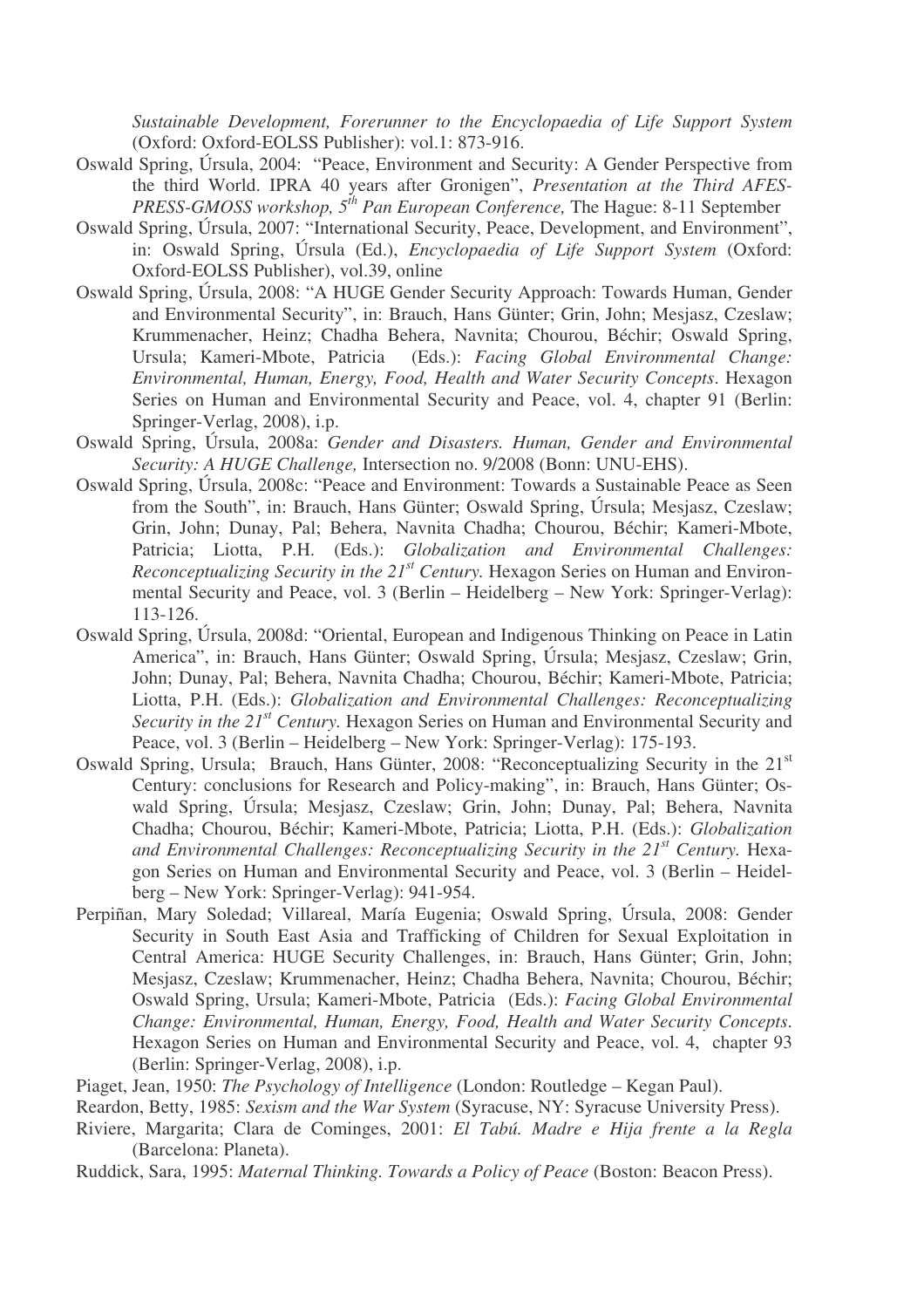*Sustainable Development, Forerunner to the Encyclopaedia of Life Support System* (Oxford: Oxford-EOLSS Publisher): vol.1: 873-916.

Oswald Spring, Úrsula, 2004: "Peace, Environment and Security: A Gender Perspective from the third World. IPRA 40 years after Gronigen", *Presentation at the Third AFES-PRESS-GMOSS workshop, 5th Pan European Conference,* The Hague: 8-11 September

Oswald Spring, Úrsula, 2007: "International Security, Peace, Development, and Environment", in: Oswald Spring, Úrsula (Ed.), *Encyclopaedia of Life Support System* (Oxford: Oxford-EOLSS Publisher), vol.39, online

Oswald Spring, Úrsula, 2008: "A HUGE Gender Security Approach: Towards Human, Gender and Environmental Security", in: Brauch, Hans Günter; Grin, John; Mesjasz, Czeslaw; Krummenacher, Heinz; Chadha Behera, Navnita; Chourou, Béchir; Oswald Spring, Ursula; Kameri-Mbote, Patricia (Eds.): *Facing Global Environmental Change: Environmental, Human, Energy, Food, Health and Water Security Concepts*. Hexagon Series on Human and Environmental Security and Peace, vol. 4, chapter 91 (Berlin: Springer-Verlag, 2008), i.p.

Oswald Spring, Úrsula, 2008a: *Gender and Disasters. Human, Gender and Environmental Security: A HUGE Challenge,* Intersection no. 9/2008 (Bonn: UNU-EHS).

Oswald Spring, Úrsula, 2008c: "Peace and Environment: Towards a Sustainable Peace as Seen from the South", in: Brauch, Hans Günter; Oswald Spring, Úrsula; Mesjasz, Czeslaw; Grin, John; Dunay, Pal; Behera, Navnita Chadha; Chourou, Béchir; Kameri-Mbote, Patricia; Liotta, P.H. (Eds.): *Globalization and Environmental Challenges: Reconceptualizing Security in the 21st Century.* Hexagon Series on Human and Environmental Security and Peace, vol. 3 (Berlin – Heidelberg – New York: Springer-Verlag): 113-126.

Oswald Spring, Úrsula, 2008d: "Oriental, European and Indigenous Thinking on Peace in Latin America", in: Brauch, Hans Günter; Oswald Spring, Úrsula; Mesjasz, Czeslaw; Grin, John; Dunay, Pal; Behera, Navnita Chadha; Chourou, Béchir; Kameri-Mbote, Patricia; Liotta, P.H. (Eds.): *Globalization and Environmental Challenges: Reconceptualizing Security in the 21st Century.* Hexagon Series on Human and Environmental Security and Peace, vol. 3 (Berlin – Heidelberg – New York: Springer-Verlag): 175-193.

Oswald Spring, Ursula; Brauch, Hans Günter, 2008: "Reconceptualizing Security in the 21st Century: conclusions for Research and Policy-making", in: Brauch, Hans Günter; Oswald Spring, Úrsula; Mesjasz, Czeslaw; Grin, John; Dunay, Pal; Behera, Navnita Chadha; Chourou, Béchir; Kameri-Mbote, Patricia; Liotta, P.H. (Eds.): *Globalization and Environmental Challenges: Reconceptualizing Security in the 21st Century.* Hexagon Series on Human and Environmental Security and Peace, vol. 3 (Berlin – Heidelberg – New York: Springer-Verlag): 941-954.

Perpiñan, Mary Soledad; Villareal, María Eugenia; Oswald Spring, Úrsula, 2008: Gender Security in South East Asia and Trafficking of Children for Sexual Exploitation in Central America: HUGE Security Challenges, in: Brauch, Hans Günter; Grin, John; Mesjasz, Czeslaw; Krummenacher, Heinz; Chadha Behera, Navnita; Chourou, Béchir; Oswald Spring, Ursula; Kameri-Mbote, Patricia (Eds.): *Facing Global Environmental Change: Environmental, Human, Energy, Food, Health and Water Security Concepts*. Hexagon Series on Human and Environmental Security and Peace, vol. 4, chapter 93 (Berlin: Springer-Verlag, 2008), i.p.

Piaget, Jean, 1950: *The Psychology of Intelligence* (London: Routledge – Kegan Paul).

Reardon, Betty, 1985: *Sexism and the War System* (Syracuse, NY: Syracuse University Press).

Riviere, Margarita; Clara de Cominges, 2001: *El Tabú. Madre e Hija frente a la Regla* (Barcelona: Planeta).

Ruddick, Sara, 1995: *Maternal Thinking. Towards a Policy of Peace* (Boston: Beacon Press).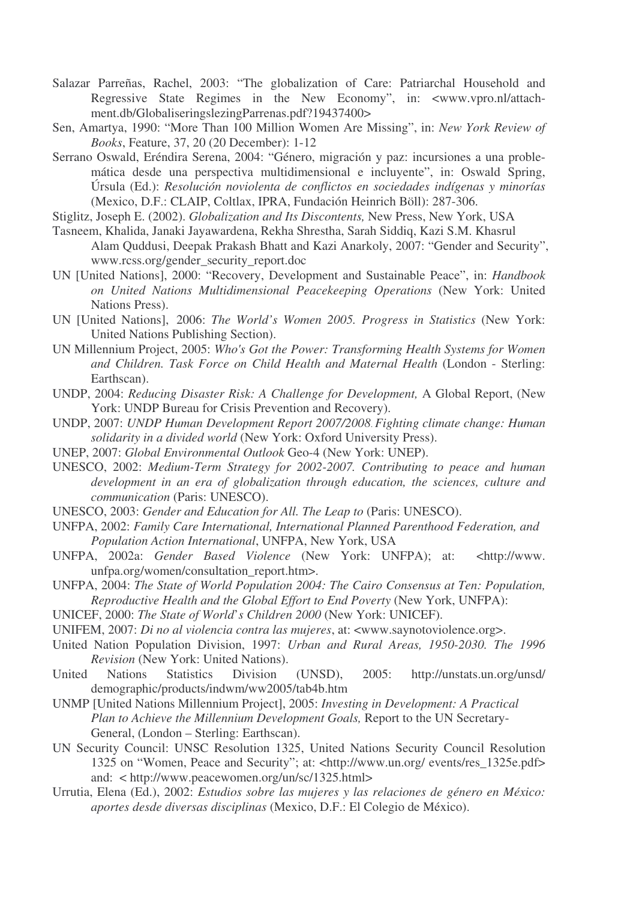Salazar Parreñas, Rachel, 2003: "The globalization of Care: Patriarchal Household and Regressive State Regimes in the New Economy", in: <www.vpro.nl/attachment.db/GlobaliseringslezingParrenas.pdf?19437400>

Sen, Amartya, 1990: "More Than 100 Million Women Are Missing", in: *New York Review of Books*, Feature, 37, 20 (20 December): 1-12

Serrano Oswald, Eréndira Serena, 2004: "Género, migración y paz: incursiones a una problemática desde una perspectiva multidimensional e incluyente", in: Oswald Spring, Úrsula (Ed.): *Resolución noviolenta de conflictos en sociedades indígenas y minorías* (Mexico, D.F.: CLAIP, Coltlax, IPRA, Fundación Heinrich Böll): 287-306.

Stiglitz, Joseph E. (2002). *Globalization and Its Discontents,* New Press, New York, USA

Tasneem, Khalida, Janaki Jayawardena, Rekha Shrestha, Sarah Siddiq, Kazi S.M. Khasrul Alam Quddusi, Deepak Prakash Bhatt and Kazi Anarkoly, 2007: "Gender and Security", www.rcss.org/gender_security_report.doc

UN [United Nations], 2000: "Recovery, Development and Sustainable Peace", in: *Handbook on United Nations Multidimensional Peacekeeping Operations* (New York: United Nations Press).

UN [United Nations], 2006: *The World's Women 2005. Progress in Statistics* (New York: United Nations Publishing Section).

UN Millennium Project, 2005: *Who's Got the Power: Transforming Health Systems for Women and Children. Task Force on Child Health and Maternal Health* (London - Sterling: Earthscan).

UNDP, 2004: *Reducing Disaster Risk: A Challenge for Development,* A Global Report, (New York: UNDP Bureau for Crisis Prevention and Recovery).

UNDP, 2007: *UNDP Human Development Report 2007/2008. Fighting climate change: Human solidarity in a divided world* (New York: Oxford University Press).

UNEP, 2007: *Global Environmental Outlook* Geo-4 (New York: UNEP).

UNESCO, 2002: *Medium-Term Strategy for 2002-2007. Contributing to peace and human development in an era of globalization through education, the sciences, culture and communication* (Paris: UNESCO).

UNESCO, 2003: *Gender and Education for All. The Leap to* (Paris: UNESCO).

UNFPA, 2002: *Family Care International, International Planned Parenthood Federation, and Population Action International*, UNFPA, New York, USA

UNFPA, 2002a: *Gender Based Violence* (New York: UNFPA); at: <http://www.unfpa.org/women/consultation_report.htm>.

UNFPA, 2004: *The State of World Population 2004: The Cairo Consensus at Ten: Population, Reproductive Health and the Global Effort to End Poverty* (New York, UNFPA):

UNICEF, 2000: *The State of World's Children 2000* (New York: UNICEF).

UNIFEM, 2007: *Di no al violencia contra las mujeres*, at: <www.saynotoviolence.org>.

United Nation Population Division, 1997: *Urban and Rural Areas, 1950-2030. The 1996 Revision* (New York: United Nations).

United Nations Statistics Division (UNSD), 2005: http://unstats.un.org/unsd/demographic/products/indwm/ww2005/tab4b.htm

UNMP [United Nations Millennium Project], 2005: *Investing in Development: A Practical Plan to Achieve the Millennium Development Goals,* Report to the UN Secretary-General, (London – Sterling: Earthscan).

UN Security Council: UNSC Resolution 1325, United Nations Security Council Resolution 1325 on "Women, Peace and Security"; at: <http://www.un.org/ events/res_1325e.pdf> and: < http://www.peacewomen.org/un/sc/1325.html>

Urrutia, Elena (Ed.), 2002: *Estudios sobre las mujeres y las relaciones de género en México: aportes desde diversas disciplinas* (Mexico, D.F.: El Colegio de México).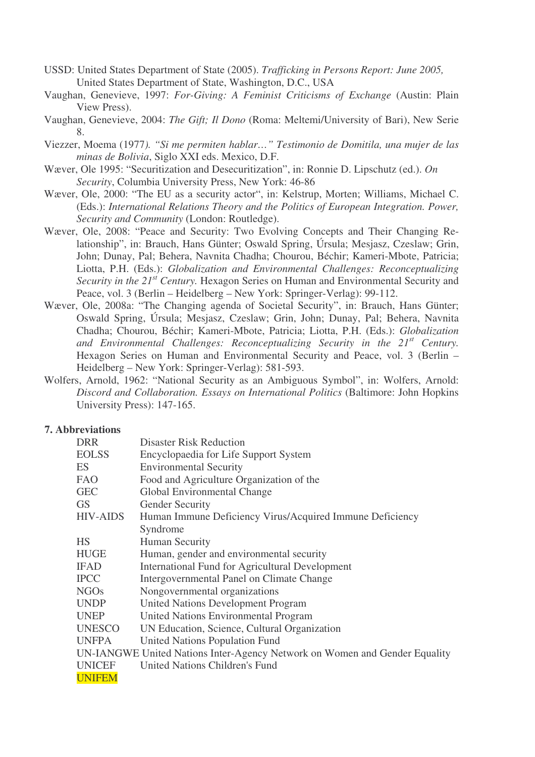USSD: United States Department of State (2005). *Trafficking in Persons Report: June 2005,* United States Department of State, Washington, D.C., USA

Vaughan, Genevieve, 1997: *For-Giving: A Feminist Criticisms of Exchange* (Austin: Plain View Press).

Vaughan, Genevieve, 2004: *The Gift; Il Dono* (Roma: Meltemi/University of Bari), New Serie 8.

Viezzer, Moema (1977*). "Si me permiten hablar…" Testimonio de Domitila, una mujer de las minas de Bolivia*, Siglo XXI eds. Mexico, D.F.

Wæver, Ole 1995: "Securitization and Desecuritization", in: Ronnie D. Lipschutz (ed.). *On Security*, Columbia University Press, New York: 46-86

Wæver, Ole, 2000: "The EU as a security actor", in: Kelstrup, Morten; Williams, Michael C. (Eds.): *International Relations Theory and the Politics of European Integration. Power, Security and Community* (London: Routledge).

Wæver, Ole, 2008: "Peace and Security: Two Evolving Concepts and Their Changing Relationship", in: Brauch, Hans Günter; Oswald Spring, Úrsula; Mesjasz, Czeslaw; Grin, John; Dunay, Pal; Behera, Navnita Chadha; Chourou, Béchir; Kameri-Mbote, Patricia; Liotta, P.H. (Eds.): *Globalization and Environmental Challenges: Reconceptualizing Security in the 21st Century.* Hexagon Series on Human and Environmental Security and Peace, vol. 3 (Berlin – Heidelberg – New York: Springer-Verlag): 99-112.

Wæver, Ole, 2008a: "The Changing agenda of Societal Security", in: Brauch, Hans Günter; Oswald Spring, Úrsula; Mesjasz, Czeslaw; Grin, John; Dunay, Pal; Behera, Navnita Chadha; Chourou, Béchir; Kameri-Mbote, Patricia; Liotta, P.H. (Eds.): *Globalization and Environmental Challenges: Reconceptualizing Security in the 21st Century.* Hexagon Series on Human and Environmental Security and Peace, vol. 3 (Berlin – Heidelberg – New York: Springer-Verlag): 581-593.

Wolfers, Arnold, 1962: "National Security as an Ambiguous Symbol", in: Wolfers, Arnold: *Discord and Collaboration. Essays on International Politics* (Baltimore: John Hopkins University Press): 147-165.

## 7. Abbreviations

| | |
|---|---|
| DRR | Disaster Risk Reduction |
| EOLSS | Encyclopaedia for Life Support System |
| ES | Environmental Security |
| FAO | Food and Agriculture Organization of the |
| GEC | Global Environmental Change |
| GS | Gender Security |
| HIV-AIDS | Human Immune Deficiency Virus/Acquired Immune Deficiency Syndrome |
| HS | Human Security |
| HUGE | Human, gender and environmental security |
| IFAD | International Fund for Agricultural Development |
| IPCC | Intergovernmental Panel on Climate Change |
| NGOs | Nongovernmental organizations |
| UNDP | United Nations Development Program |
| UNEP | United Nations Environmental Program |
| UNESCO | UN Education, Science, Cultural Organization |
| UNFPA | United Nations Population Fund |
| UN-IANGWE | United Nations Inter-Agency Network on Women and Gender Equality |
| UNICEF | United Nations Children's Fund |
| UNIFEM | |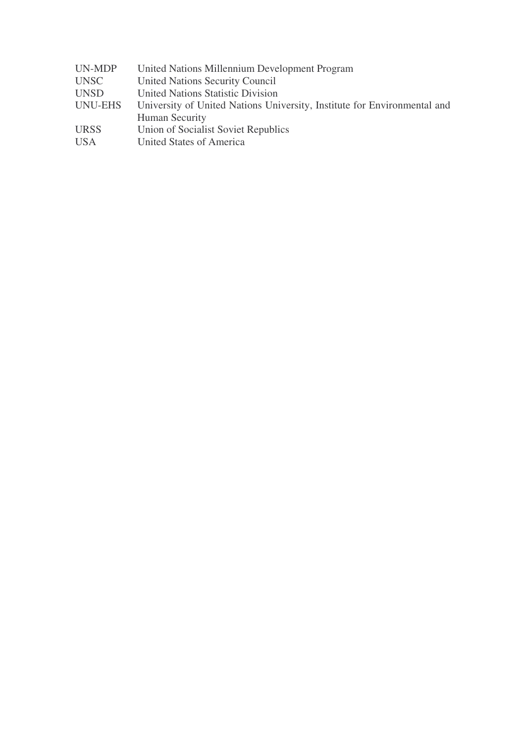| | |
|---|---|
| UN-MDP | United Nations Millennium Development Program |
| UNSC | United Nations Security Council |
| UNSD | United Nations Statistic Division |
| UNU-EHS | University of United Nations University, Institute for Environmental and Human Security |
| URSS | Union of Socialist Soviet Republics |
| USA | United States of America |